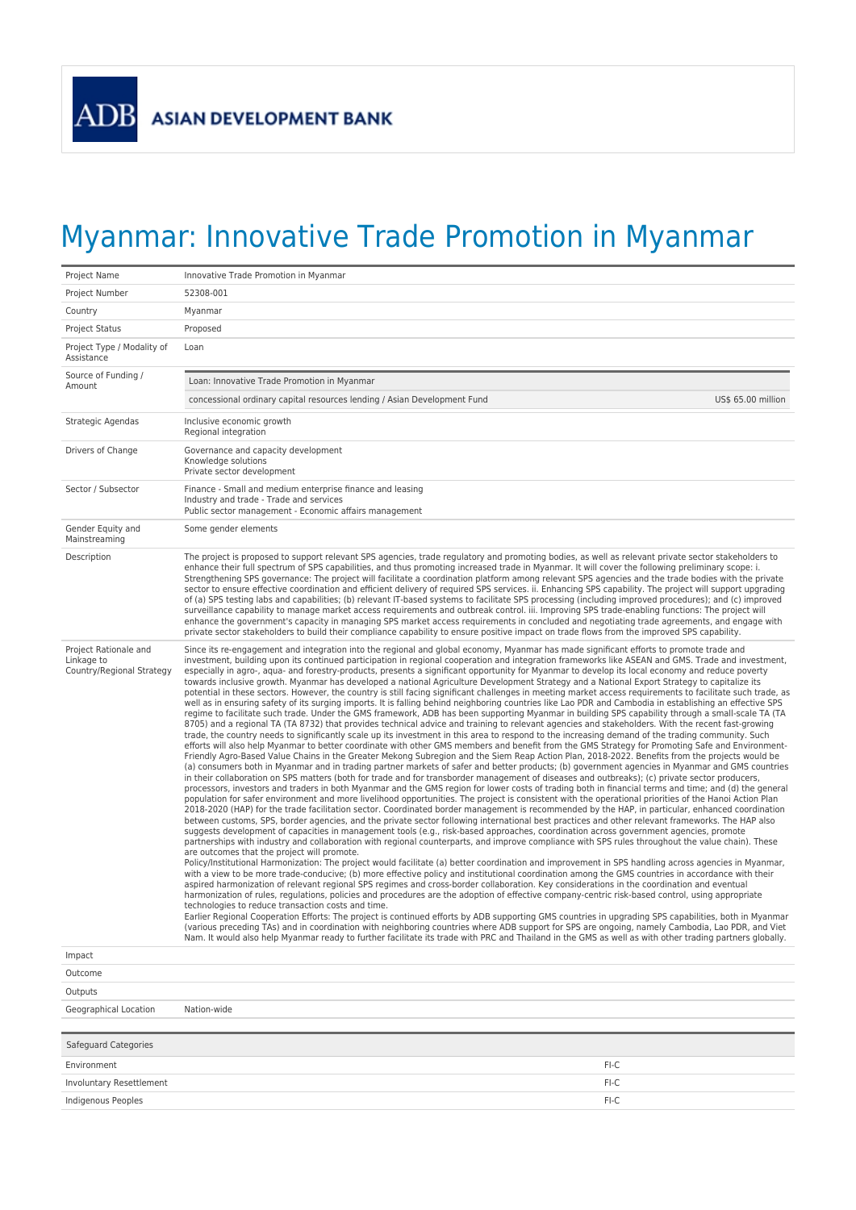ADB ASIAN DEVELOPMENT BANK

# Myanmar: Innovative Trade Promotion in Myanmar

| | |
|---|---|
| Project Name | Innovative Trade Promotion in Myanmar |
| Project Number | 52308-001 |
| Country | Myanmar |
| Project Status | Proposed |
| Project Type / Modality of Assistance | Loan |
| Source of Funding / Amount | Loan: Innovative Trade Promotion in Myanmar<br>concessional ordinary capital resources lending / Asian Development Fund — US$ 65.00 million |
| Strategic Agendas | Inclusive economic growth<br>Regional integration |
| Drivers of Change | Governance and capacity development<br>Knowledge solutions<br>Private sector development |
| Sector / Subsector | Finance - Small and medium enterprise finance and leasing<br>Industry and trade - Trade and services<br>Public sector management - Economic affairs management |
| Gender Equity and Mainstreaming | Some gender elements |
| Description | The project is proposed to support relevant SPS agencies, trade regulatory and promoting bodies, as well as relevant private sector stakeholders to enhance their full spectrum of SPS capabilities, and thus promoting increased trade in Myanmar. It will cover the following preliminary scope: i. Strengthening SPS governance: The project will facilitate a coordination platform among relevant SPS agencies and the trade bodies with the private sector to ensure effective coordination and efficient delivery of required SPS services. ii. Enhancing SPS capability. The project will support upgrading of (a) SPS testing labs and capabilities; (b) relevant IT-based systems to facilitate SPS processing (including improved procedures); and (c) improved surveillance capability to manage market access requirements and outbreak control. iii. Improving SPS trade-enabling functions: The project will enhance the government's capacity in managing SPS market access requirements in concluded and negotiating trade agreements, and engage with private sector stakeholders to build their compliance capability to ensure positive impact on trade flows from the improved SPS capability. |
| Project Rationale and Linkage to Country/Regional Strategy | Since its re-engagement and integration into the regional and global economy, Myanmar has made significant efforts to promote trade and investment, building upon its continued participation in regional cooperation and integration frameworks like ASEAN and GMS. Trade and investment, especially in agro-, aqua- and forestry-products, presents a significant opportunity for Myanmar to develop its local economy and reduce poverty towards inclusive growth. Myanmar has developed a national Agriculture Development Strategy and a National Export Strategy to capitalize its potential in these sectors. However, the country is still facing significant challenges in meeting market access requirements to facilitate such trade, as well as in ensuring safety of its surging imports. It is falling behind neighboring countries like Lao PDR and Cambodia in establishing an effective SPS regime to facilitate such trade. Under the GMS framework, ADB has been supporting Myanmar in building SPS capability through a small-scale TA (TA 8705) and a regional TA (TA 8732) that provides technical advice and training to relevant agencies and stakeholders. With the recent fast-growing trade, the country needs to significantly scale up its investment in this area to respond to the increasing demand of the trading community. Such efforts will also help Myanmar to better coordinate with other GMS members and benefit from the GMS Strategy for Promoting Safe and Environment-Friendly Agro-Based Value Chains in the Greater Mekong Subregion and the Siem Reap Action Plan, 2018-2022. Benefits from the projects would be (a) consumers both in Myanmar and in trading partner markets of safer and better products; (b) government agencies in Myanmar and GMS countries in their collaboration on SPS matters (both for trade and for transborder management of diseases and outbreaks); (c) private sector producers, processors, investors and traders in both Myanmar and the GMS region for lower costs of trading both in financial terms and time; and (d) the general population for safer environment and more livelihood opportunities. The project is consistent with the operational priorities of the Hanoi Action Plan 2018-2020 (HAP) for the trade facilitation sector. Coordinated border management is recommended by the HAP, in particular, enhanced coordination between customs, SPS, border agencies, and the private sector following international best practices and other relevant frameworks. The HAP also suggests development of capacities in management tools (e.g., risk-based approaches, coordination across government agencies, promote partnerships with industry and collaboration with regional counterparts, and improve compliance with SPS rules throughout the value chain). These are outcomes that the project will promote.<br>Policy/Institutional Harmonization: The project would facilitate (a) better coordination and improvement in SPS handling across agencies in Myanmar, with a view to be more trade-conducive; (b) more effective policy and institutional coordination among the GMS countries in accordance with their aspired harmonization of relevant regional SPS regimes and cross-border collaboration. Key considerations in the coordination and eventual harmonization of rules, regulations, policies and procedures are the adoption of effective company-centric risk-based control, using appropriate technologies to reduce transaction costs and time.<br>Earlier Regional Cooperation Efforts: The project is continued efforts by ADB supporting GMS countries in upgrading SPS capabilities, both in Myanmar (various preceding TAs) and in coordination with neighboring countries where ADB support for SPS are ongoing, namely Cambodia, Lao PDR, and Viet Nam. It would also help Myanmar ready to further facilitate its trade with PRC and Thailand in the GMS as well as with other trading partners globally. |
| Impact | |
| Outcome | |
| Outputs | |
| Geographical Location | Nation-wide |

| Safeguard Categories | |
|---|---|
| Environment | FI-C |
| Involuntary Resettlement | FI-C |
| Indigenous Peoples | FI-C |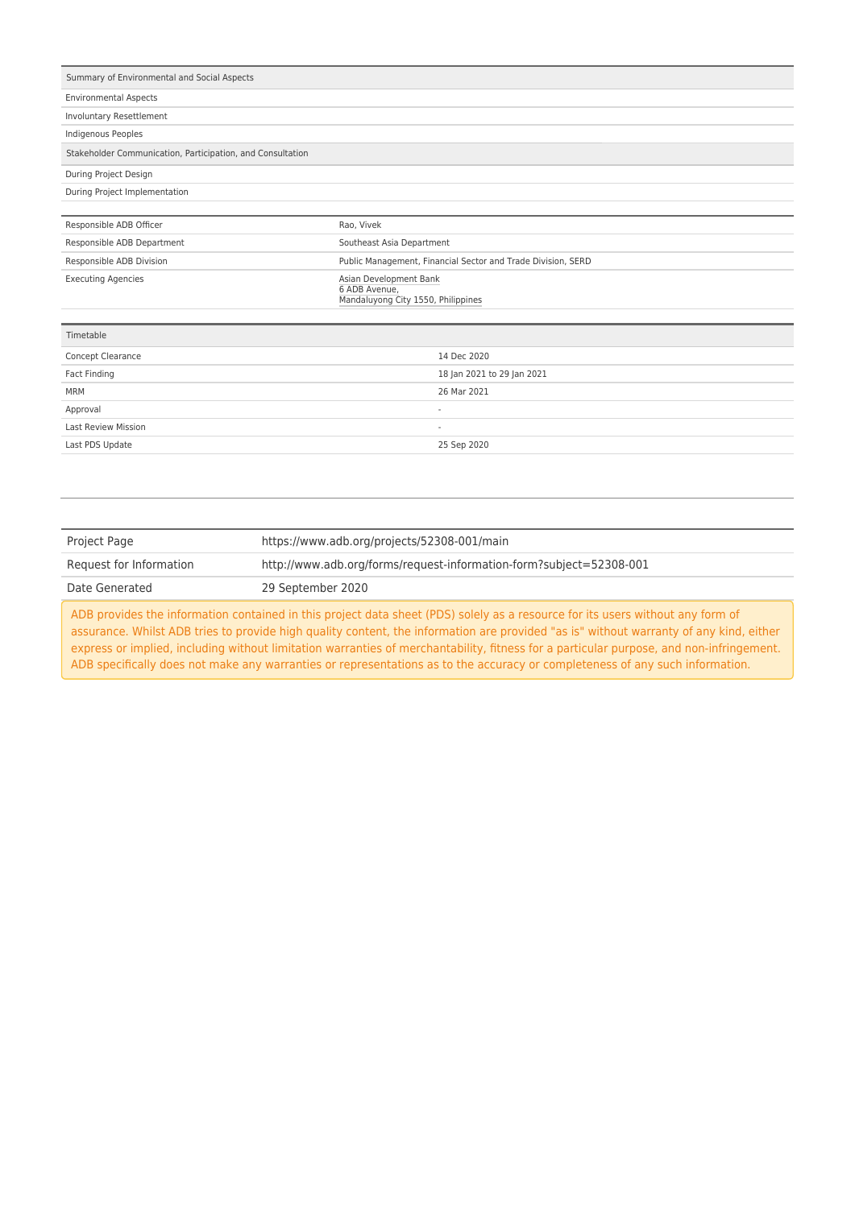| Summary of Environmental and Social Aspects | |
| --- | --- |
| Environmental Aspects | |
| Involuntary Resettlement | |
| Indigenous Peoples | |
| **Stakeholder Communication, Participation, and Consultation** | |
| During Project Design | |
| During Project Implementation | |

| | |
| --- | --- |
| Responsible ADB Officer | Rao, Vivek |
| Responsible ADB Department | Southeast Asia Department |
| Responsible ADB Division | Public Management, Financial Sector and Trade Division, SERD |
| Executing Agencies | Asian Development Bank<br>6 ADB Avenue,<br>Mandaluyong City 1550, Philippines |

| Timetable | |
| --- | --- |
| Concept Clearance | 14 Dec 2020 |
| Fact Finding | 18 Jan 2021 to 29 Jan 2021 |
| MRM | 26 Mar 2021 |
| Approval | - |
| Last Review Mission | - |
| Last PDS Update | 25 Sep 2020 |

| | |
| --- | --- |
| Project Page | https://www.adb.org/projects/52308-001/main |
| Request for Information | http://www.adb.org/forms/request-information-form?subject=52308-001 |
| Date Generated | 29 September 2020 |

ADB provides the information contained in this project data sheet (PDS) solely as a resource for its users without any form of assurance. Whilst ADB tries to provide high quality content, the information are provided "as is" without warranty of any kind, either express or implied, including without limitation warranties of merchantability, fitness for a particular purpose, and non-infringement. ADB specifically does not make any warranties or representations as to the accuracy or completeness of any such information.